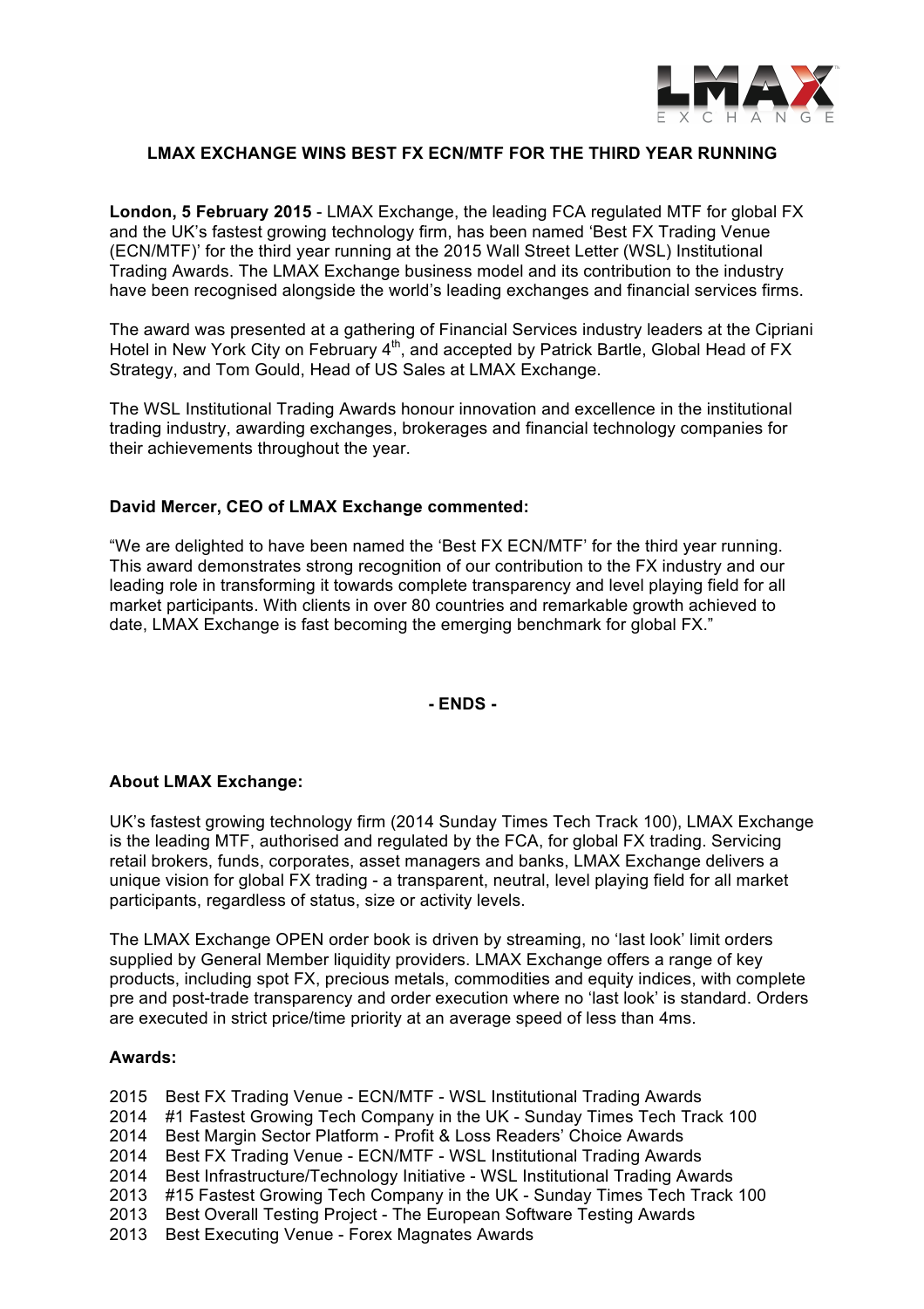## LMAX EXCHANGE WINS BEST FX ECN/MTF FOR THE THIRD YEAR RUNNING

**London, 5 February 2015** - LMAX Exchange, the leading FCA regulated MTF for global FX and the UK's fastest growing technology firm, has been named 'Best FX Trading Venue (ECN/MTF)' for the third year running at the 2015 Wall Street Letter (WSL) Institutional Trading Awards. The LMAX Exchange business model and its contribution to the industry have been recognised alongside the world's leading exchanges and financial services firms.

The award was presented at a gathering of Financial Services industry leaders at the Cipriani Hotel in New York City on February 4th, and accepted by Patrick Bartle, Global Head of FX Strategy, and Tom Gould, Head of US Sales at LMAX Exchange.

The WSL Institutional Trading Awards honour innovation and excellence in the institutional trading industry, awarding exchanges, brokerages and financial technology companies for their achievements throughout the year.

**David Mercer, CEO of LMAX Exchange commented:**

"We are delighted to have been named the 'Best FX ECN/MTF' for the third year running. This award demonstrates strong recognition of our contribution to the FX industry and our leading role in transforming it towards complete transparency and level playing field for all market participants. With clients in over 80 countries and remarkable growth achieved to date, LMAX Exchange is fast becoming the emerging benchmark for global FX."

**- ENDS -**

**About LMAX Exchange:**

UK's fastest growing technology firm (2014 Sunday Times Tech Track 100), LMAX Exchange is the leading MTF, authorised and regulated by the FCA, for global FX trading. Servicing retail brokers, funds, corporates, asset managers and banks, LMAX Exchange delivers a unique vision for global FX trading - a transparent, neutral, level playing field for all market participants, regardless of status, size or activity levels.

The LMAX Exchange OPEN order book is driven by streaming, no 'last look' limit orders supplied by General Member liquidity providers. LMAX Exchange offers a range of key products, including spot FX, precious metals, commodities and equity indices, with complete pre and post-trade transparency and order execution where no 'last look' is standard. Orders are executed in strict price/time priority at an average speed of less than 4ms.

**Awards:**

2015 Best FX Trading Venue - ECN/MTF - WSL Institutional Trading Awards
2014 #1 Fastest Growing Tech Company in the UK - Sunday Times Tech Track 100
2014 Best Margin Sector Platform - Profit & Loss Readers' Choice Awards
2014 Best FX Trading Venue - ECN/MTF - WSL Institutional Trading Awards
2014 Best Infrastructure/Technology Initiative - WSL Institutional Trading Awards
2013 #15 Fastest Growing Tech Company in the UK - Sunday Times Tech Track 100
2013 Best Overall Testing Project - The European Software Testing Awards
2013 Best Executing Venue - Forex Magnates Awards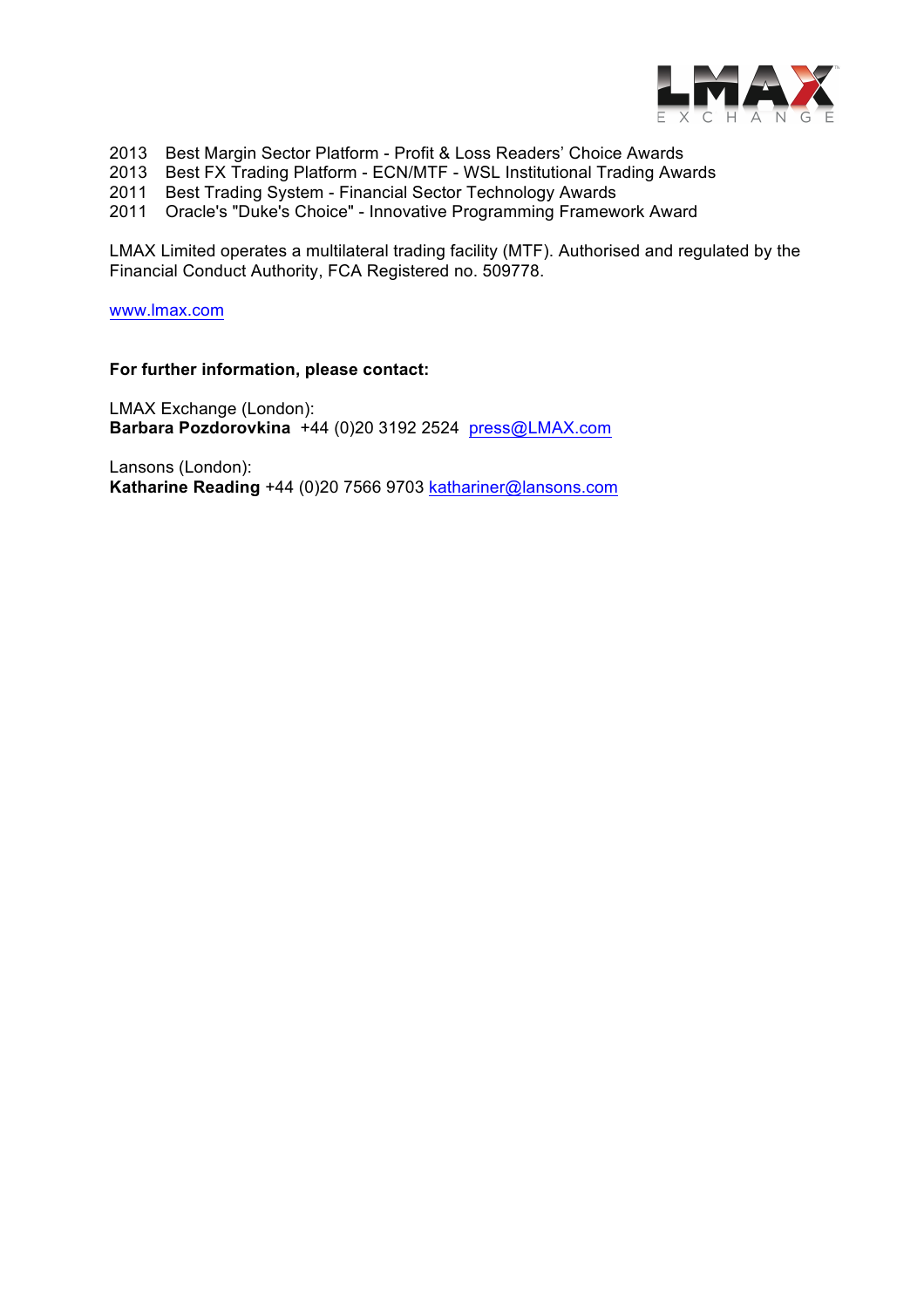2013 Best Margin Sector Platform - Profit & Loss Readers' Choice Awards
2013 Best FX Trading Platform - ECN/MTF - WSL Institutional Trading Awards
2011 Best Trading System - Financial Sector Technology Awards
2011 Oracle's "Duke's Choice" - Innovative Programming Framework Award

LMAX Limited operates a multilateral trading facility (MTF). Authorised and regulated by the Financial Conduct Authority, FCA Registered no. 509778.

www.lmax.com

**For further information, please contact:**

LMAX Exchange (London):
**Barbara Pozdorovkina** +44 (0)20 3192 2524 press@LMAX.com

Lansons (London):
**Katharine Reading** +44 (0)20 7566 9703 kathariner@lansons.com